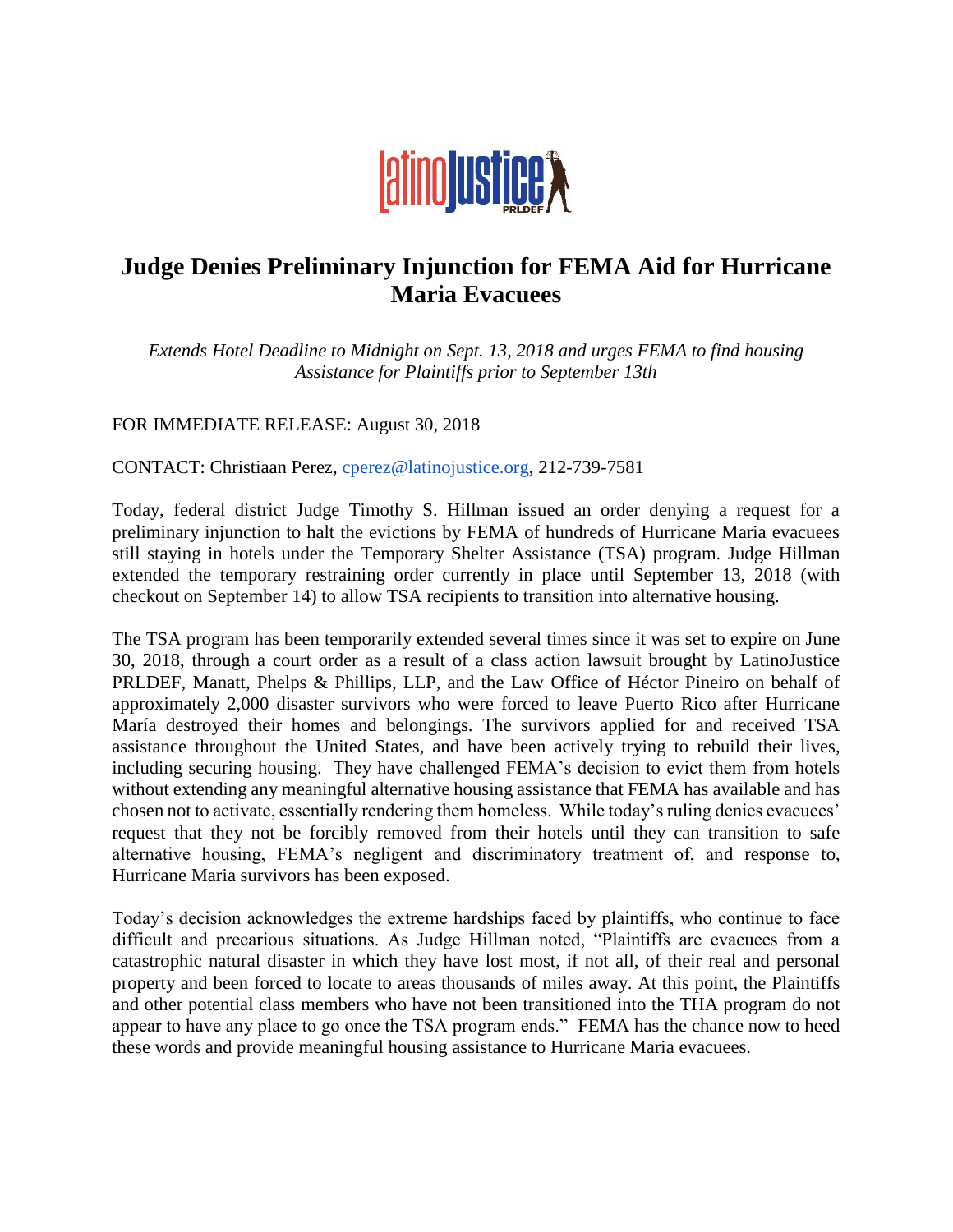# Judge Denies Preliminary Injunction for FEMA Aid for Hurricane Maria Evacuees

*Extends Hotel Deadline to Midnight on Sept. 13, 2018 and urges FEMA to find housing Assistance for Plaintiffs prior to September 13th*

FOR IMMEDIATE RELEASE: August 30, 2018

CONTACT: Christiaan Perez, cperez@latinojustice.org, 212-739-7581

Today, federal district Judge Timothy S. Hillman issued an order denying a request for a preliminary injunction to halt the evictions by FEMA of hundreds of Hurricane Maria evacuees still staying in hotels under the Temporary Shelter Assistance (TSA) program. Judge Hillman extended the temporary restraining order currently in place until September 13, 2018 (with checkout on September 14) to allow TSA recipients to transition into alternative housing.

The TSA program has been temporarily extended several times since it was set to expire on June 30, 2018, through a court order as a result of a class action lawsuit brought by LatinoJustice PRLDEF, Manatt, Phelps & Phillips, LLP, and the Law Office of Héctor Pineiro on behalf of approximately 2,000 disaster survivors who were forced to leave Puerto Rico after Hurricane María destroyed their homes and belongings. The survivors applied for and received TSA assistance throughout the United States, and have been actively trying to rebuild their lives, including securing housing. They have challenged FEMA's decision to evict them from hotels without extending any meaningful alternative housing assistance that FEMA has available and has chosen not to activate, essentially rendering them homeless. While today's ruling denies evacuees' request that they not be forcibly removed from their hotels until they can transition to safe alternative housing, FEMA's negligent and discriminatory treatment of, and response to, Hurricane Maria survivors has been exposed.

Today's decision acknowledges the extreme hardships faced by plaintiffs, who continue to face difficult and precarious situations. As Judge Hillman noted, "Plaintiffs are evacuees from a catastrophic natural disaster in which they have lost most, if not all, of their real and personal property and been forced to locate to areas thousands of miles away. At this point, the Plaintiffs and other potential class members who have not been transitioned into the THA program do not appear to have any place to go once the TSA program ends." FEMA has the chance now to heed these words and provide meaningful housing assistance to Hurricane Maria evacuees.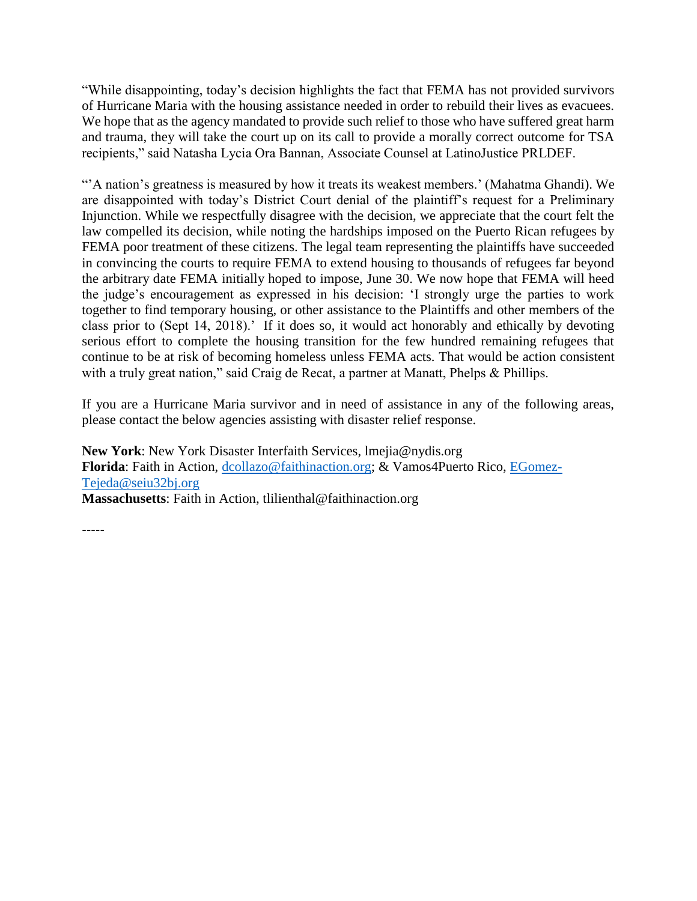"While disappointing, today's decision highlights the fact that FEMA has not provided survivors of Hurricane Maria with the housing assistance needed in order to rebuild their lives as evacuees. We hope that as the agency mandated to provide such relief to those who have suffered great harm and trauma, they will take the court up on its call to provide a morally correct outcome for TSA recipients," said Natasha Lycia Ora Bannan, Associate Counsel at LatinoJustice PRLDEF.

"'A nation's greatness is measured by how it treats its weakest members.' (Mahatma Ghandi). We are disappointed with today's District Court denial of the plaintiff's request for a Preliminary Injunction. While we respectfully disagree with the decision, we appreciate that the court felt the law compelled its decision, while noting the hardships imposed on the Puerto Rican refugees by FEMA poor treatment of these citizens. The legal team representing the plaintiffs have succeeded in convincing the courts to require FEMA to extend housing to thousands of refugees far beyond the arbitrary date FEMA initially hoped to impose, June 30. We now hope that FEMA will heed the judge's encouragement as expressed in his decision: 'I strongly urge the parties to work together to find temporary housing, or other assistance to the Plaintiffs and other members of the class prior to (Sept 14, 2018).' If it does so, it would act honorably and ethically by devoting serious effort to complete the housing transition for the few hundred remaining refugees that continue to be at risk of becoming homeless unless FEMA acts. That would be action consistent with a truly great nation," said Craig de Recat, a partner at Manatt, Phelps & Phillips.

If you are a Hurricane Maria survivor and in need of assistance in any of the following areas, please contact the below agencies assisting with disaster relief response.

**New York**: New York Disaster Interfaith Services, lmejia@nydis.org
**Florida**: Faith in Action, dcollazo@faithinaction.org; & Vamos4Puerto Rico, EGomez-Tejeda@seiu32bj.org
**Massachusetts**: Faith in Action, tlilienthal@faithinaction.org

-----